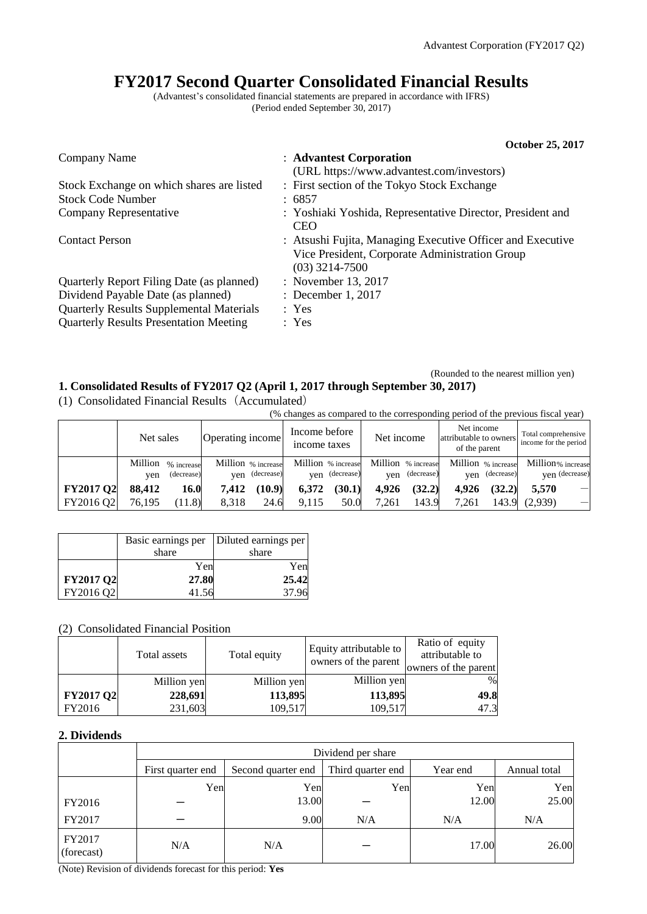# FY2017 Second Quarter Consolidated Financial Results

(Advantest's consolidated financial statements are prepared in accordance with IFRS)
(Period ended September 30, 2017)

**October 25, 2017**

| | |
|---|---|
| Company Name | : **Advantest Corporation** (URL https://www.advantest.com/investors) |
| Stock Exchange on which shares are listed | : First section of the Tokyo Stock Exchange |
| Stock Code Number | : 6857 |
| Company Representative | : Yoshiaki Yoshida, Representative Director, President and CEO |
| Contact Person | : Atsushi Fujita, Managing Executive Officer and Executive Vice President, Corporate Administration Group (03) 3214-7500 |
| Quarterly Report Filing Date (as planned) | : November 13, 2017 |
| Dividend Payable Date (as planned) | : December 1, 2017 |
| Quarterly Results Supplemental Materials | : Yes |
| Quarterly Results Presentation Meeting | : Yes |

(Rounded to the nearest million yen)

## 1. Consolidated Results of FY2017 Q2 (April 1, 2017 through September 30, 2017)

(1) Consolidated Financial Results（Accumulated）

(% changes as compared to the corresponding period of the previous fiscal year)

| | Net sales | | Operating income | | Income before income taxes | | Net income | | Net income attributable to owners of the parent | | Total comprehensive income for the period | |
|---|---|---|---|---|---|---|---|---|---|---|---|---|
| | Million yen | % increase (decrease) | Million yen | % increase (decrease) | Million yen | % increase (decrease) | Million yen | % increase (decrease) | Million yen | % increase (decrease) | Million yen | % increase (decrease) |
| **FY2017 Q2** | **88,412** | **16.0** | **7,412** | **(10.9)** | **6,372** | **(30.1)** | **4,926** | **(32.2)** | **4,926** | **(32.2)** | **5,570** | － |
| FY2016 Q2 | 76,195 | (11.8) | 8,318 | 24.6 | 9,115 | 50.0 | 7,261 | 143.9 | 7,261 | 143.9 | (2,939) | － |

| | Basic earnings per share | Diluted earnings per share |
|---|---|---|
| | Yen | Yen |
| **FY2017 Q2** | **27.80** | **25.42** |
| FY2016 Q2 | 41.56 | 37.96 |

(2) Consolidated Financial Position

| | Total assets | Total equity | Equity attributable to owners of the parent | Ratio of equity attributable to owners of the parent |
|---|---|---|---|---|
| | Million yen | Million yen | Million yen | % |
| **FY2017 Q2** | **228,691** | **113,895** | **113,895** | **49.8** |
| FY2016 | 231,603 | 109,517 | 109,517 | 47.3 |

## 2. Dividends

| | Dividend per share | | | | |
|---|---|---|---|---|---|
| | First quarter end | Second quarter end | Third quarter end | Year end | Annual total |
| | Yen | Yen | Yen | Yen | Yen |
| FY2016 | ― | 13.00 | ― | 12.00 | 25.00 |
| FY2017 | ― | 9.00 | N/A | N/A | N/A |
| FY2017 (forecast) | N/A | N/A | ― | 17.00 | 26.00 |

(Note) Revision of dividends forecast for this period: **Yes**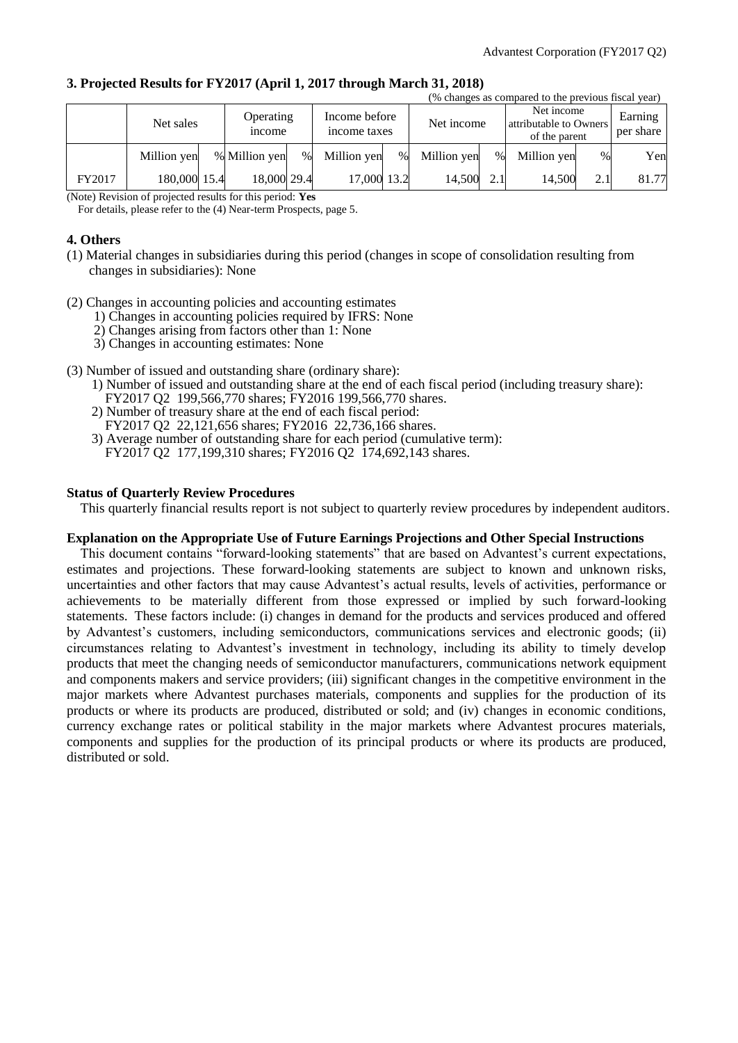### 3. Projected Results for FY2017 (April 1, 2017 through March 31, 2018)

(% changes as compared to the previous fiscal year)

| | Net sales | | Operating income | | Income before income taxes | | Net income | | Net income attributable to Owners of the parent | | Earning per share |
|---|---|---|---|---|---|---|---|---|---|---|---|
| | Million yen | % | Million yen | % | Million yen | % | Million yen | % | Million yen | % | Yen |
| FY2017 | 180,000 | 15.4 | 18,000 | 29.4 | 17,000 | 13.2 | 14,500 | 2.1 | 14,500 | 2.1 | 81.77 |

(Note) Revision of projected results for this period: **Yes**

For details, please refer to the (4) Near-term Prospects, page 5.

### 4. Others

(1) Material changes in subsidiaries during this period (changes in scope of consolidation resulting from changes in subsidiaries): None

(2) Changes in accounting policies and accounting estimates
  1) Changes in accounting policies required by IFRS: None
  2) Changes arising from factors other than 1: None
  3) Changes in accounting estimates: None

(3) Number of issued and outstanding share (ordinary share):
  1) Number of issued and outstanding share at the end of each fiscal period (including treasury share):
     FY2017 Q2 199,566,770 shares; FY2016 199,566,770 shares.
  2) Number of treasury share at the end of each fiscal period:
     FY2017 Q2 22,121,656 shares; FY2016 22,736,166 shares.
  3) Average number of outstanding share for each period (cumulative term):
     FY2017 Q2 177,199,310 shares; FY2016 Q2 174,692,143 shares.

**Status of Quarterly Review Procedures**

This quarterly financial results report is not subject to quarterly review procedures by independent auditors.

**Explanation on the Appropriate Use of Future Earnings Projections and Other Special Instructions**

This document contains "forward-looking statements" that are based on Advantest's current expectations, estimates and projections. These forward-looking statements are subject to known and unknown risks, uncertainties and other factors that may cause Advantest's actual results, levels of activities, performance or achievements to be materially different from those expressed or implied by such forward-looking statements. These factors include: (i) changes in demand for the products and services produced and offered by Advantest's customers, including semiconductors, communications services and electronic goods; (ii) circumstances relating to Advantest's investment in technology, including its ability to timely develop products that meet the changing needs of semiconductor manufacturers, communications network equipment and components makers and service providers; (iii) significant changes in the competitive environment in the major markets where Advantest purchases materials, components and supplies for the production of its products or where its products are produced, distributed or sold; and (iv) changes in economic conditions, currency exchange rates or political stability in the major markets where Advantest procures materials, components and supplies for the production of its principal products or where its products are produced, distributed or sold.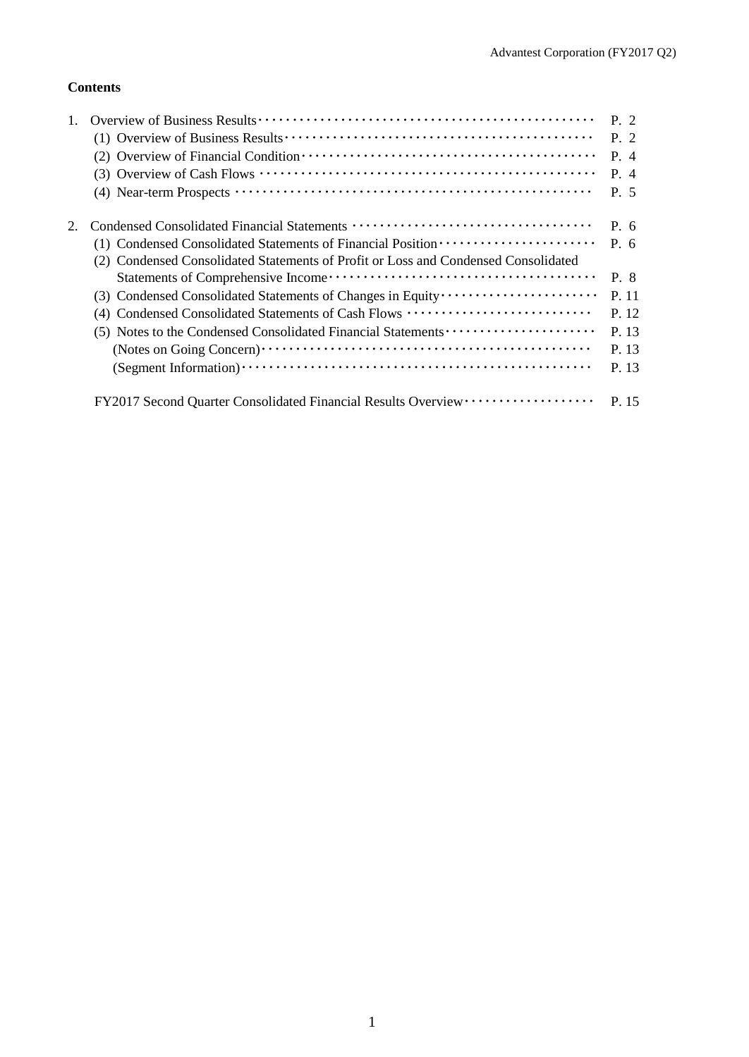**Contents**

| | | |
|---|---|---|
| 1. | Overview of Business Results | P. 2 |
| | (1) Overview of Business Results | P. 2 |
| | (2) Overview of Financial Condition | P. 4 |
| | (3) Overview of Cash Flows | P. 4 |
| | (4) Near-term Prospects | P. 5 |
| 2. | Condensed Consolidated Financial Statements | P. 6 |
| | (1) Condensed Consolidated Statements of Financial Position | P. 6 |
| | (2) Condensed Consolidated Statements of Profit or Loss and Condensed Consolidated Statements of Comprehensive Income | P. 8 |
| | (3) Condensed Consolidated Statements of Changes in Equity | P. 11 |
| | (4) Condensed Consolidated Statements of Cash Flows | P. 12 |
| | (5) Notes to the Condensed Consolidated Financial Statements | P. 13 |
| | (Notes on Going Concern) | P. 13 |
| | (Segment Information) | P. 13 |
| | FY2017 Second Quarter Consolidated Financial Results Overview | P. 15 |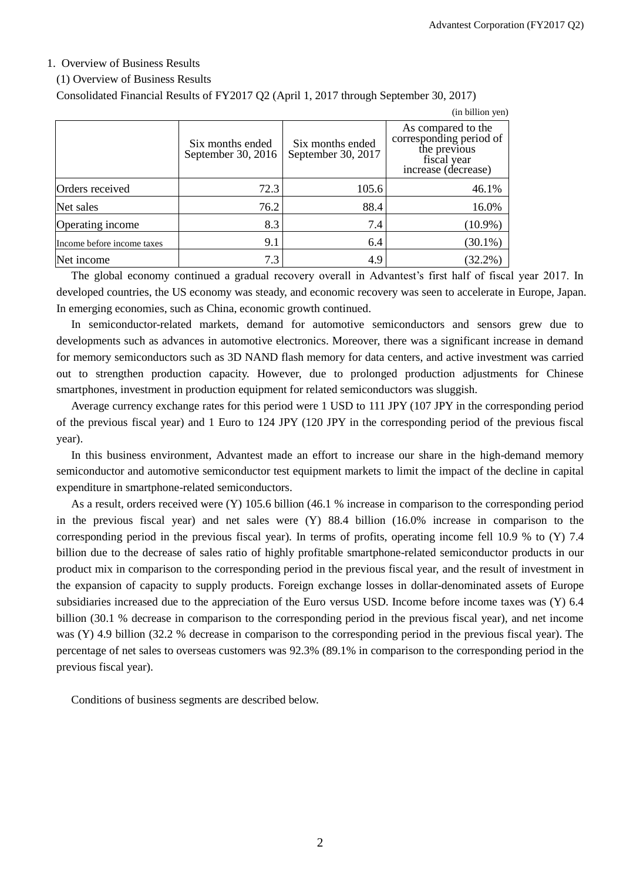1. Overview of Business Results

(1) Overview of Business Results

Consolidated Financial Results of FY2017 Q2 (April 1, 2017 through September 30, 2017)

(in billion yen)

| | Six months ended September 30, 2016 | Six months ended September 30, 2017 | As compared to the corresponding period of the previous fiscal year increase (decrease) |
|---|---|---|---|
| Orders received | 72.3 | 105.6 | 46.1% |
| Net sales | 76.2 | 88.4 | 16.0% |
| Operating income | 8.3 | 7.4 | (10.9%) |
| Income before income taxes | 9.1 | 6.4 | (30.1%) |
| Net income | 7.3 | 4.9 | (32.2%) |

The global economy continued a gradual recovery overall in Advantest's first half of fiscal year 2017. In developed countries, the US economy was steady, and economic recovery was seen to accelerate in Europe, Japan. In emerging economies, such as China, economic growth continued.

In semiconductor-related markets, demand for automotive semiconductors and sensors grew due to developments such as advances in automotive electronics. Moreover, there was a significant increase in demand for memory semiconductors such as 3D NAND flash memory for data centers, and active investment was carried out to strengthen production capacity. However, due to prolonged production adjustments for Chinese smartphones, investment in production equipment for related semiconductors was sluggish.

Average currency exchange rates for this period were 1 USD to 111 JPY (107 JPY in the corresponding period of the previous fiscal year) and 1 Euro to 124 JPY (120 JPY in the corresponding period of the previous fiscal year).

In this business environment, Advantest made an effort to increase our share in the high-demand memory semiconductor and automotive semiconductor test equipment markets to limit the impact of the decline in capital expenditure in smartphone-related semiconductors.

As a result, orders received were (Y) 105.6 billion (46.1 % increase in comparison to the corresponding period in the previous fiscal year) and net sales were (Y) 88.4 billion (16.0% increase in comparison to the corresponding period in the previous fiscal year). In terms of profits, operating income fell 10.9 % to (Y) 7.4 billion due to the decrease of sales ratio of highly profitable smartphone-related semiconductor products in our product mix in comparison to the corresponding period in the previous fiscal year, and the result of investment in the expansion of capacity to supply products. Foreign exchange losses in dollar-denominated assets of Europe subsidiaries increased due to the appreciation of the Euro versus USD. Income before income taxes was (Y) 6.4 billion (30.1 % decrease in comparison to the corresponding period in the previous fiscal year), and net income was (Y) 4.9 billion (32.2 % decrease in comparison to the corresponding period in the previous fiscal year). The percentage of net sales to overseas customers was 92.3% (89.1% in comparison to the corresponding period in the previous fiscal year).

Conditions of business segments are described below.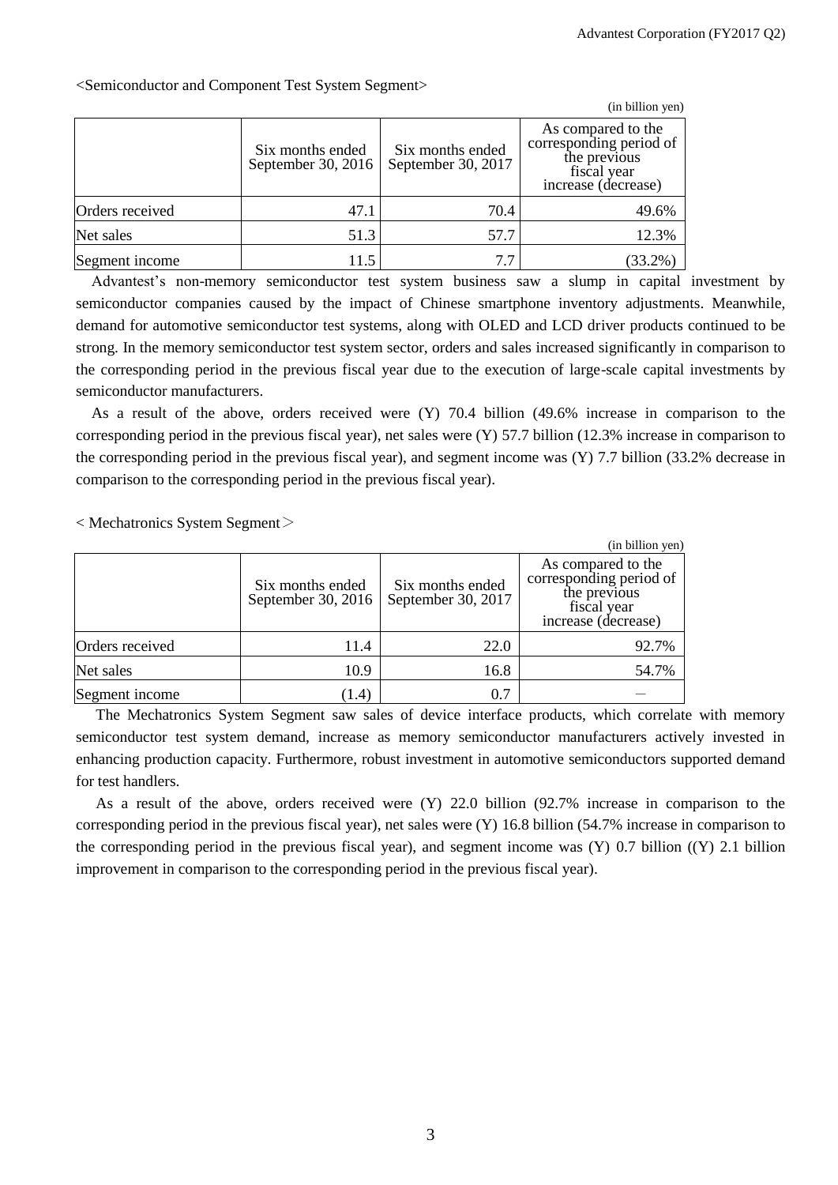<Semiconductor and Component Test System Segment>

(in billion yen)

| | Six months ended September 30, 2016 | Six months ended September 30, 2017 | As compared to the corresponding period of the previous fiscal year increase (decrease) |
|---|---|---|---|
| Orders received | 47.1 | 70.4 | 49.6% |
| Net sales | 51.3 | 57.7 | 12.3% |
| Segment income | 11.5 | 7.7 | (33.2%) |

Advantest's non-memory semiconductor test system business saw a slump in capital investment by semiconductor companies caused by the impact of Chinese smartphone inventory adjustments. Meanwhile, demand for automotive semiconductor test systems, along with OLED and LCD driver products continued to be strong. In the memory semiconductor test system sector, orders and sales increased significantly in comparison to the corresponding period in the previous fiscal year due to the execution of large-scale capital investments by semiconductor manufacturers.

As a result of the above, orders received were (Y) 70.4 billion (49.6% increase in comparison to the corresponding period in the previous fiscal year), net sales were (Y) 57.7 billion (12.3% increase in comparison to the corresponding period in the previous fiscal year), and segment income was (Y) 7.7 billion (33.2% decrease in comparison to the corresponding period in the previous fiscal year).

< Mechatronics System Segment＞

(in billion yen)

| | Six months ended September 30, 2016 | Six months ended September 30, 2017 | As compared to the corresponding period of the previous fiscal year increase (decrease) |
|---|---|---|---|
| Orders received | 11.4 | 22.0 | 92.7% |
| Net sales | 10.9 | 16.8 | 54.7% |
| Segment income | (1.4) | 0.7 | － |

The Mechatronics System Segment saw sales of device interface products, which correlate with memory semiconductor test system demand, increase as memory semiconductor manufacturers actively invested in enhancing production capacity. Furthermore, robust investment in automotive semiconductors supported demand for test handlers.

As a result of the above, orders received were (Y) 22.0 billion (92.7% increase in comparison to the corresponding period in the previous fiscal year), net sales were (Y) 16.8 billion (54.7% increase in comparison to the corresponding period in the previous fiscal year), and segment income was (Y) 0.7 billion ((Y) 2.1 billion improvement in comparison to the corresponding period in the previous fiscal year).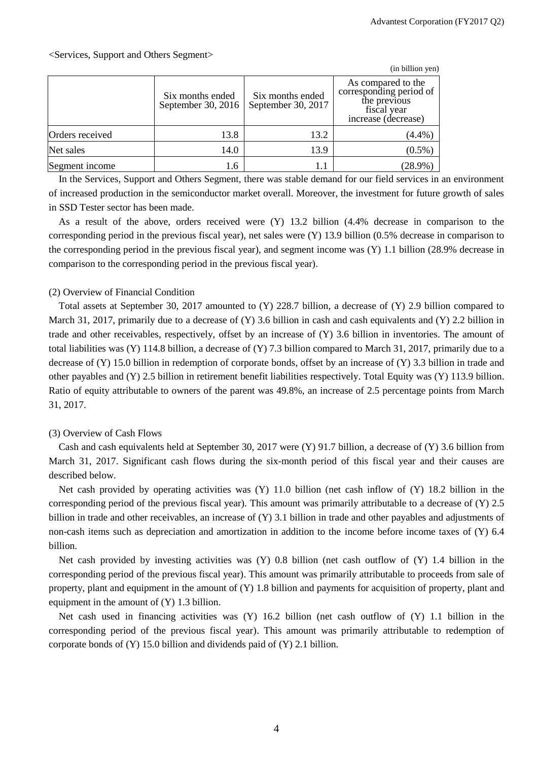<Services, Support and Others Segment>

(in billion yen)

| | Six months ended September 30, 2016 | Six months ended September 30, 2017 | As compared to the corresponding period of the previous fiscal year increase (decrease) |
|---|---|---|---|
| Orders received | 13.8 | 13.2 | (4.4%) |
| Net sales | 14.0 | 13.9 | (0.5%) |
| Segment income | 1.6 | 1.1 | (28.9%) |

In the Services, Support and Others Segment, there was stable demand for our field services in an environment of increased production in the semiconductor market overall. Moreover, the investment for future growth of sales in SSD Tester sector has been made.

As a result of the above, orders received were (Y) 13.2 billion (4.4% decrease in comparison to the corresponding period in the previous fiscal year), net sales were (Y) 13.9 billion (0.5% decrease in comparison to the corresponding period in the previous fiscal year), and segment income was (Y) 1.1 billion (28.9% decrease in comparison to the corresponding period in the previous fiscal year).

(2) Overview of Financial Condition

Total assets at September 30, 2017 amounted to (Y) 228.7 billion, a decrease of (Y) 2.9 billion compared to March 31, 2017, primarily due to a decrease of (Y) 3.6 billion in cash and cash equivalents and (Y) 2.2 billion in trade and other receivables, respectively, offset by an increase of (Y) 3.6 billion in inventories. The amount of total liabilities was (Y) 114.8 billion, a decrease of (Y) 7.3 billion compared to March 31, 2017, primarily due to a decrease of (Y) 15.0 billion in redemption of corporate bonds, offset by an increase of (Y) 3.3 billion in trade and other payables and (Y) 2.5 billion in retirement benefit liabilities respectively. Total Equity was (Y) 113.9 billion. Ratio of equity attributable to owners of the parent was 49.8%, an increase of 2.5 percentage points from March 31, 2017.

(3) Overview of Cash Flows

Cash and cash equivalents held at September 30, 2017 were (Y) 91.7 billion, a decrease of (Y) 3.6 billion from March 31, 2017. Significant cash flows during the six-month period of this fiscal year and their causes are described below.

Net cash provided by operating activities was (Y) 11.0 billion (net cash inflow of (Y) 18.2 billion in the corresponding period of the previous fiscal year). This amount was primarily attributable to a decrease of (Y) 2.5 billion in trade and other receivables, an increase of (Y) 3.1 billion in trade and other payables and adjustments of non-cash items such as depreciation and amortization in addition to the income before income taxes of (Y) 6.4 billion.

Net cash provided by investing activities was (Y) 0.8 billion (net cash outflow of (Y) 1.4 billion in the corresponding period of the previous fiscal year). This amount was primarily attributable to proceeds from sale of property, plant and equipment in the amount of (Y) 1.8 billion and payments for acquisition of property, plant and equipment in the amount of (Y) 1.3 billion.

Net cash used in financing activities was (Y) 16.2 billion (net cash outflow of (Y) 1.1 billion in the corresponding period of the previous fiscal year). This amount was primarily attributable to redemption of corporate bonds of (Y) 15.0 billion and dividends paid of (Y) 2.1 billion.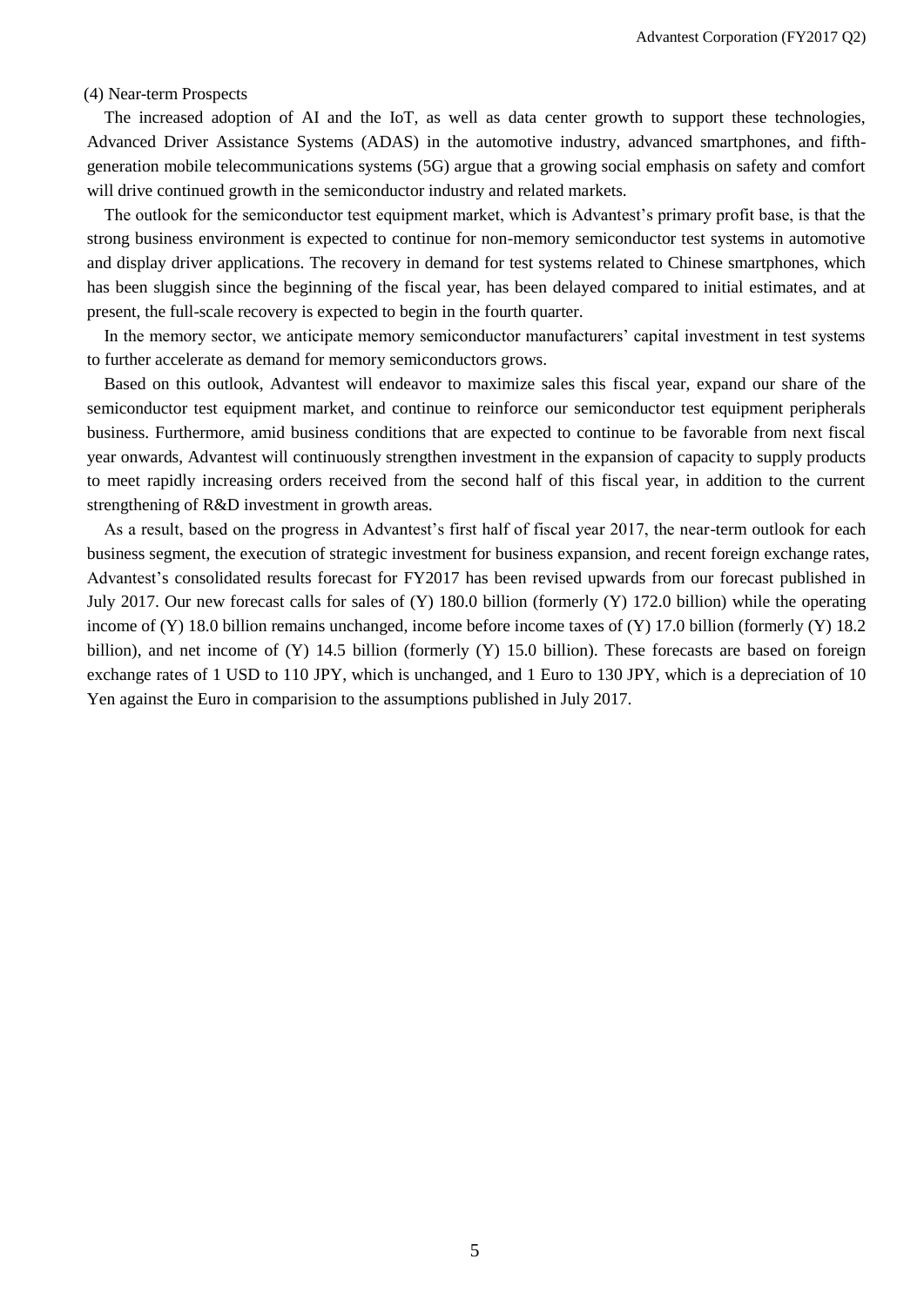(4) Near-term Prospects

The increased adoption of AI and the IoT, as well as data center growth to support these technologies, Advanced Driver Assistance Systems (ADAS) in the automotive industry, advanced smartphones, and fifth-generation mobile telecommunications systems (5G) argue that a growing social emphasis on safety and comfort will drive continued growth in the semiconductor industry and related markets.

The outlook for the semiconductor test equipment market, which is Advantest's primary profit base, is that the strong business environment is expected to continue for non-memory semiconductor test systems in automotive and display driver applications. The recovery in demand for test systems related to Chinese smartphones, which has been sluggish since the beginning of the fiscal year, has been delayed compared to initial estimates, and at present, the full-scale recovery is expected to begin in the fourth quarter.

In the memory sector, we anticipate memory semiconductor manufacturers' capital investment in test systems to further accelerate as demand for memory semiconductors grows.

Based on this outlook, Advantest will endeavor to maximize sales this fiscal year, expand our share of the semiconductor test equipment market, and continue to reinforce our semiconductor test equipment peripherals business. Furthermore, amid business conditions that are expected to continue to be favorable from next fiscal year onwards, Advantest will continuously strengthen investment in the expansion of capacity to supply products to meet rapidly increasing orders received from the second half of this fiscal year, in addition to the current strengthening of R&D investment in growth areas.

As a result, based on the progress in Advantest's first half of fiscal year 2017, the near-term outlook for each business segment, the execution of strategic investment for business expansion, and recent foreign exchange rates, Advantest's consolidated results forecast for FY2017 has been revised upwards from our forecast published in July 2017. Our new forecast calls for sales of (Y) 180.0 billion (formerly (Y) 172.0 billion) while the operating income of (Y) 18.0 billion remains unchanged, income before income taxes of (Y) 17.0 billion (formerly (Y) 18.2 billion), and net income of (Y) 14.5 billion (formerly (Y) 15.0 billion). These forecasts are based on foreign exchange rates of 1 USD to 110 JPY, which is unchanged, and 1 Euro to 130 JPY, which is a depreciation of 10 Yen against the Euro in comparision to the assumptions published in July 2017.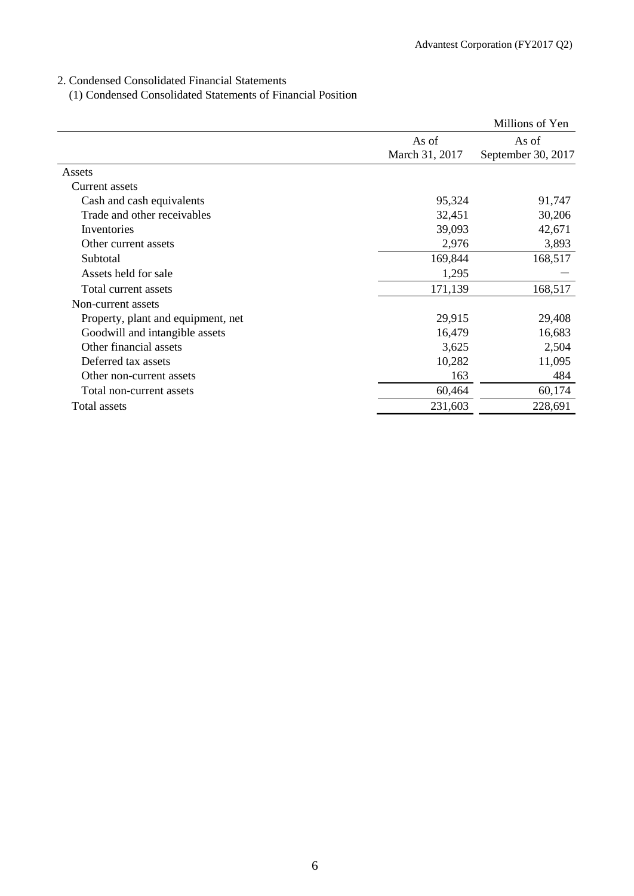## 2. Condensed Consolidated Financial Statements

### (1) Condensed Consolidated Statements of Financial Position

| | | Millions of Yen |
|---|---|---|
| | As of March 31, 2017 | As of September 30, 2017 |
| Assets | | |
| Current assets | | |
| Cash and cash equivalents | 95,324 | 91,747 |
| Trade and other receivables | 32,451 | 30,206 |
| Inventories | 39,093 | 42,671 |
| Other current assets | 2,976 | 3,893 |
| Subtotal | 169,844 | 168,517 |
| Assets held for sale | 1,295 | ― |
| Total current assets | 171,139 | 168,517 |
| Non-current assets | | |
| Property, plant and equipment, net | 29,915 | 29,408 |
| Goodwill and intangible assets | 16,479 | 16,683 |
| Other financial assets | 3,625 | 2,504 |
| Deferred tax assets | 10,282 | 11,095 |
| Other non-current assets | 163 | 484 |
| Total non-current assets | 60,464 | 60,174 |
| Total assets | 231,603 | 228,691 |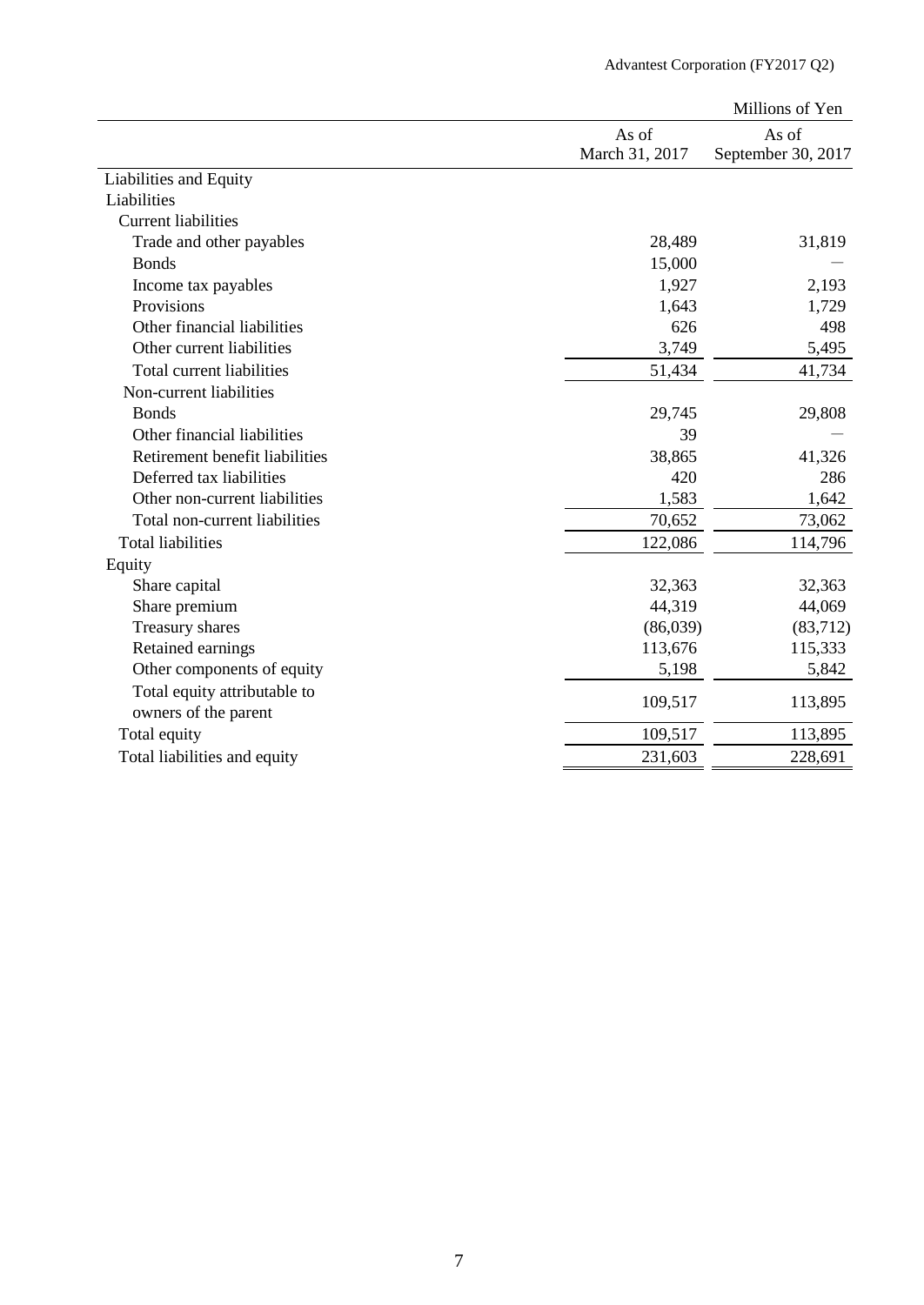Millions of Yen

| | As of March 31, 2017 | As of September 30, 2017 |
|---|---|---|
| Liabilities and Equity | | |
| Liabilities | | |
| Current liabilities | | |
| Trade and other payables | 28,489 | 31,819 |
| Bonds | 15,000 | — |
| Income tax payables | 1,927 | 2,193 |
| Provisions | 1,643 | 1,729 |
| Other financial liabilities | 626 | 498 |
| Other current liabilities | 3,749 | 5,495 |
| Total current liabilities | 51,434 | 41,734 |
| Non-current liabilities | | |
| Bonds | 29,745 | 29,808 |
| Other financial liabilities | 39 | — |
| Retirement benefit liabilities | 38,865 | 41,326 |
| Deferred tax liabilities | 420 | 286 |
| Other non-current liabilities | 1,583 | 1,642 |
| Total non-current liabilities | 70,652 | 73,062 |
| Total liabilities | 122,086 | 114,796 |
| Equity | | |
| Share capital | 32,363 | 32,363 |
| Share premium | 44,319 | 44,069 |
| Treasury shares | (86,039) | (83,712) |
| Retained earnings | 113,676 | 115,333 |
| Other components of equity | 5,198 | 5,842 |
| Total equity attributable to owners of the parent | 109,517 | 113,895 |
| Total equity | 109,517 | 113,895 |
| Total liabilities and equity | 231,603 | 228,691 |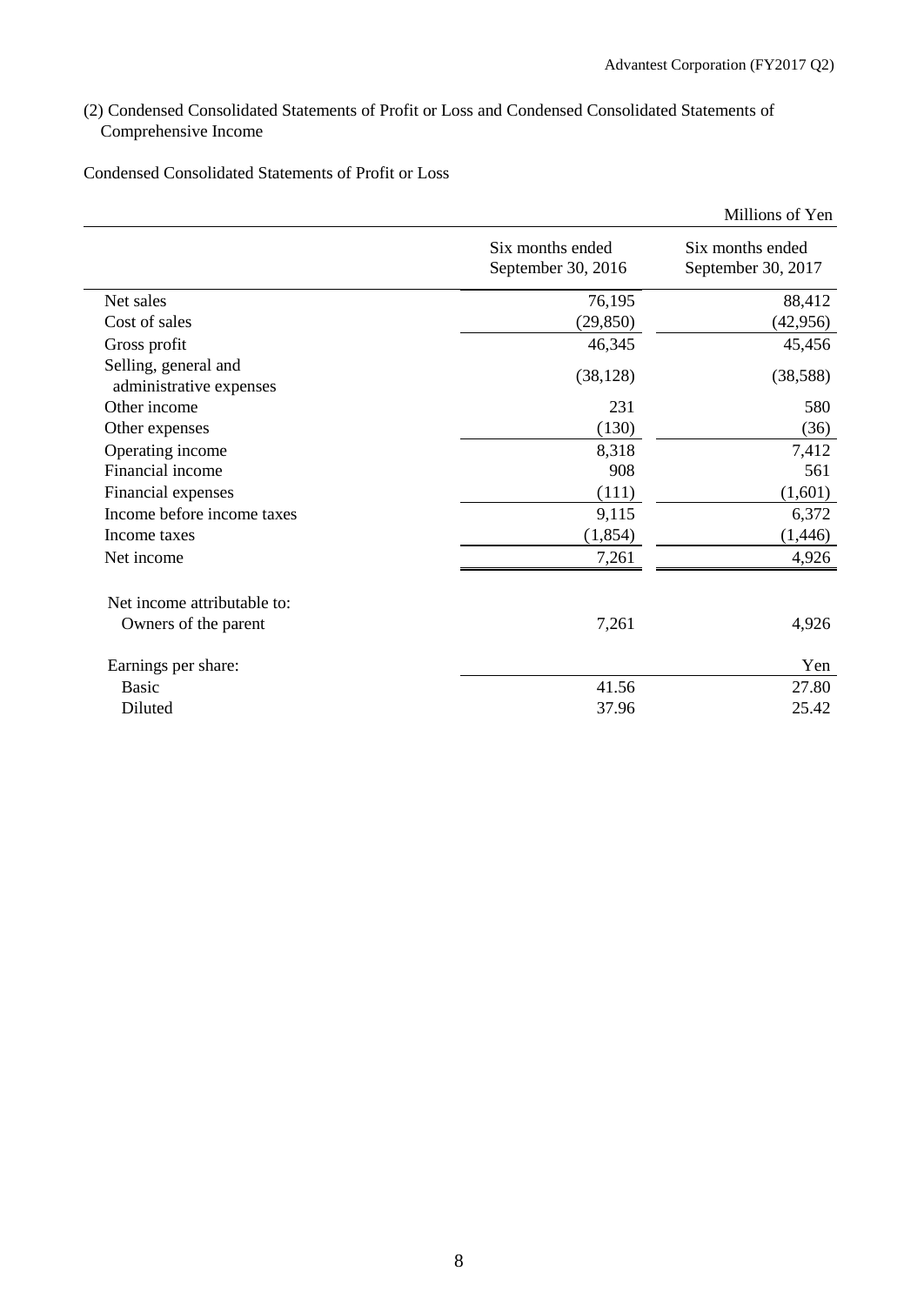(2) Condensed Consolidated Statements of Profit or Loss and Condensed Consolidated Statements of Comprehensive Income

Condensed Consolidated Statements of Profit or Loss

Millions of Yen

| | Six months ended September 30, 2016 | Six months ended September 30, 2017 |
|---|---|---|
| Net sales | 76,195 | 88,412 |
| Cost of sales | (29,850) | (42,956) |
| Gross profit | 46,345 | 45,456 |
| Selling, general and administrative expenses | (38,128) | (38,588) |
| Other income | 231 | 580 |
| Other expenses | (130) | (36) |
| Operating income | 8,318 | 7,412 |
| Financial income | 908 | 561 |
| Financial expenses | (111) | (1,601) |
| Income before income taxes | 9,115 | 6,372 |
| Income taxes | (1,854) | (1,446) |
| Net income | 7,261 | 4,926 |
| | | |
| Net income attributable to: | | |
| Owners of the parent | 7,261 | 4,926 |
| | | |
| Earnings per share: | | Yen |
| Basic | 41.56 | 27.80 |
| Diluted | 37.96 | 25.42 |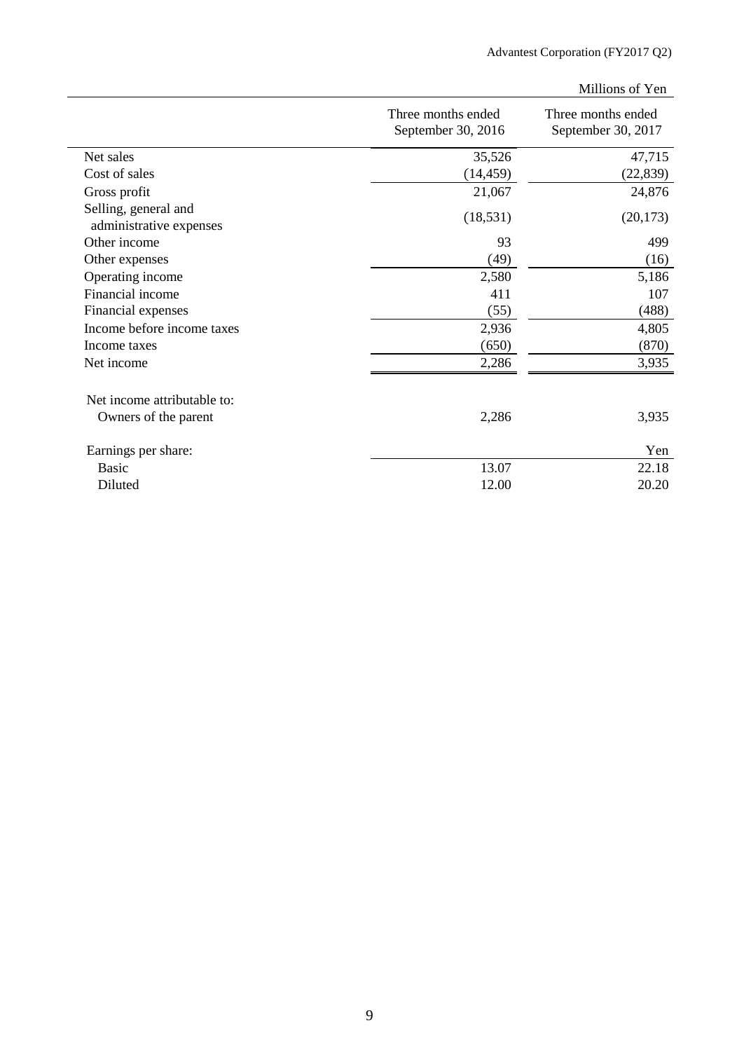Millions of Yen

| | Three months ended September 30, 2016 | Three months ended September 30, 2017 |
|---|---|---|
| Net sales | 35,526 | 47,715 |
| Cost of sales | (14,459) | (22,839) |
| Gross profit | 21,067 | 24,876 |
| Selling, general and administrative expenses | (18,531) | (20,173) |
| Other income | 93 | 499 |
| Other expenses | (49) | (16) |
| Operating income | 2,580 | 5,186 |
| Financial income | 411 | 107 |
| Financial expenses | (55) | (488) |
| Income before income taxes | 2,936 | 4,805 |
| Income taxes | (650) | (870) |
| Net income | 2,286 | 3,935 |
| | | |
| Net income attributable to: | | |
| Owners of the parent | 2,286 | 3,935 |
| | | |
| Earnings per share: | | Yen |
| Basic | 13.07 | 22.18 |
| Diluted | 12.00 | 20.20 |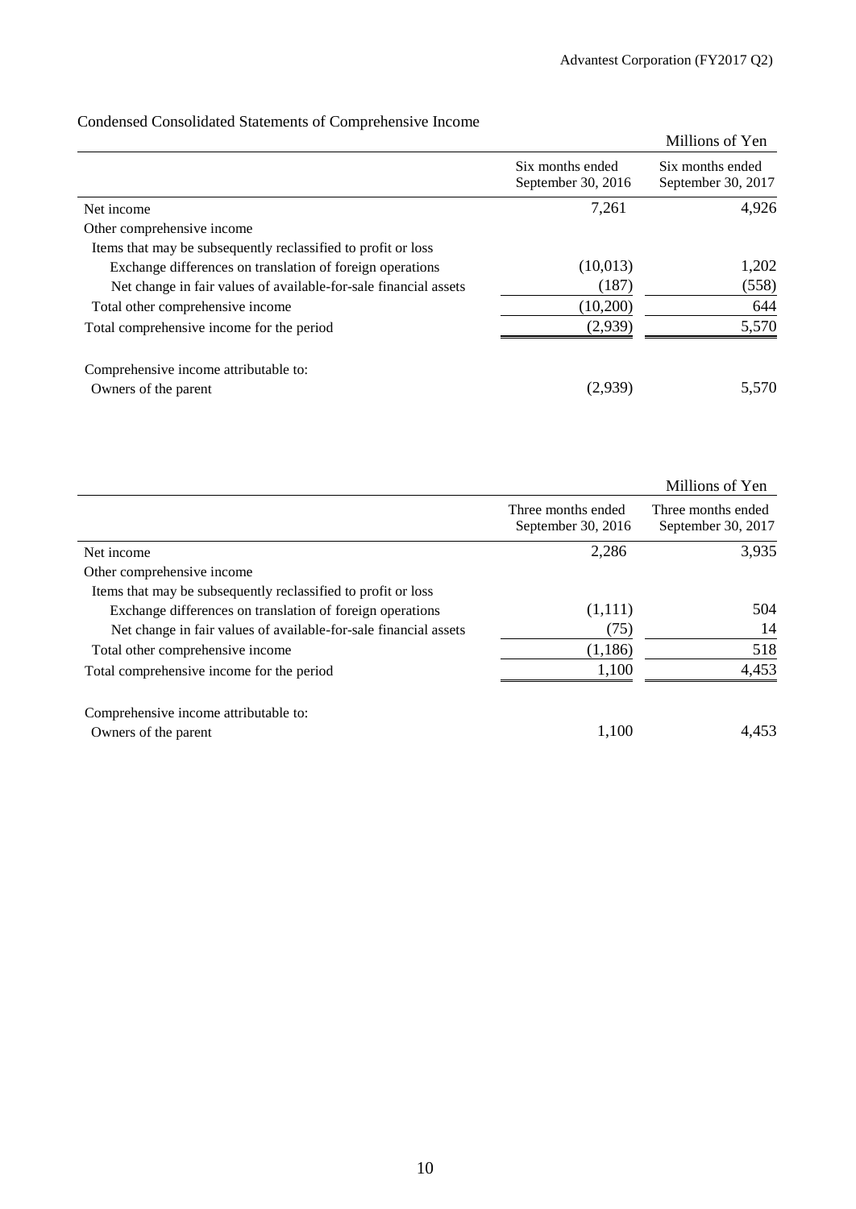## Condensed Consolidated Statements of Comprehensive Income

Millions of Yen

| | Six months ended September 30, 2016 | Six months ended September 30, 2017 |
|---|---|---|
| Net income | 7,261 | 4,926 |
| Other comprehensive income | | |
| Items that may be subsequently reclassified to profit or loss | | |
| Exchange differences on translation of foreign operations | (10,013) | 1,202 |
| Net change in fair values of available-for-sale financial assets | (187) | (558) |
| Total other comprehensive income | (10,200) | 644 |
| Total comprehensive income for the period | (2,939) | 5,570 |
| Comprehensive income attributable to: | | |
| Owners of the parent | (2,939) | 5,570 |

Millions of Yen

| | Three months ended September 30, 2016 | Three months ended September 30, 2017 |
|---|---|---|
| Net income | 2,286 | 3,935 |
| Other comprehensive income | | |
| Items that may be subsequently reclassified to profit or loss | | |
| Exchange differences on translation of foreign operations | (1,111) | 504 |
| Net change in fair values of available-for-sale financial assets | (75) | 14 |
| Total other comprehensive income | (1,186) | 518 |
| Total comprehensive income for the period | 1,100 | 4,453 |
| Comprehensive income attributable to: | | |
| Owners of the parent | 1,100 | 4,453 |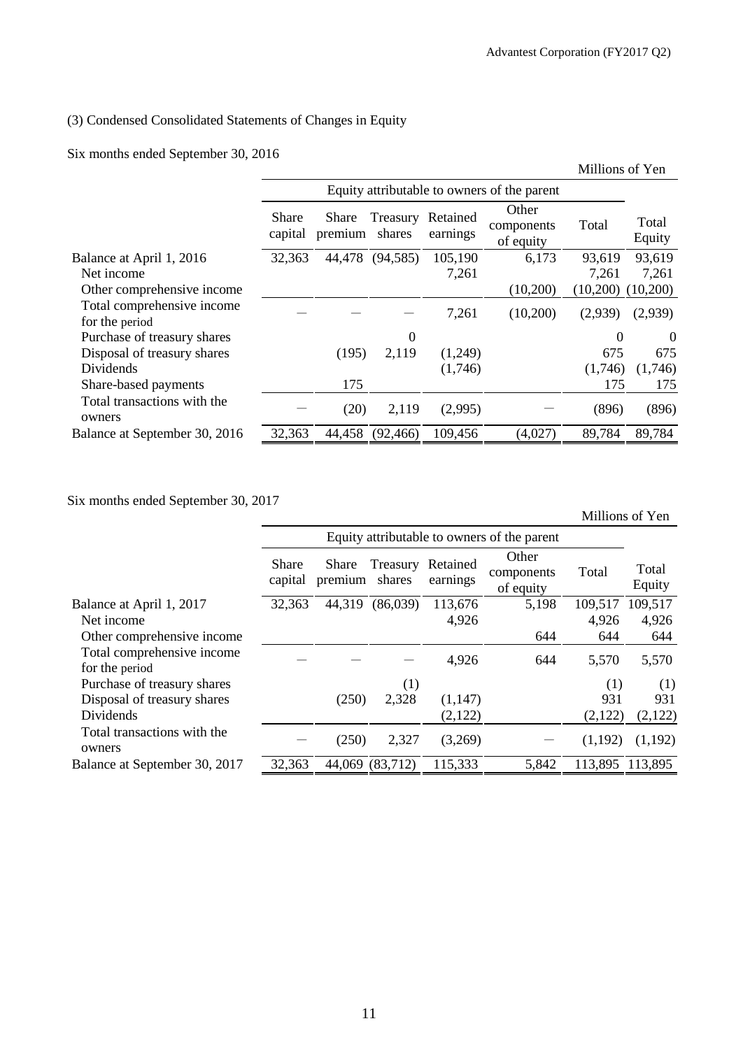### (3) Condensed Consolidated Statements of Changes in Equity

Six months ended September 30, 2016

Millions of Yen

| | Equity attributable to owners of the parent | | | | | | |
|---|---|---|---|---|---|---|---|
| | Share capital | Share premium | Treasury shares | Retained earnings | Other components of equity | Total | Total Equity |
| Balance at April 1, 2016 | 32,363 | 44,478 | (94,585) | 105,190 | 6,173 | 93,619 | 93,619 |
| Net income | | | | 7,261 | | 7,261 | 7,261 |
| Other comprehensive income | | | | | (10,200) | (10,200) | (10,200) |
| Total comprehensive income for the period | ― | ― | ― | 7,261 | (10,200) | (2,939) | (2,939) |
| Purchase of treasury shares | | | 0 | | | 0 | 0 |
| Disposal of treasury shares | | (195) | 2,119 | (1,249) | | 675 | 675 |
| Dividends | | | | (1,746) | | (1,746) | (1,746) |
| Share-based payments | | 175 | | | | 175 | 175 |
| Total transactions with the owners | ― | (20) | 2,119 | (2,995) | ― | (896) | (896) |
| Balance at September 30, 2016 | 32,363 | 44,458 | (92,466) | 109,456 | (4,027) | 89,784 | 89,784 |

Six months ended September 30, 2017

Millions of Yen

| | Equity attributable to owners of the parent | | | | | | |
|---|---|---|---|---|---|---|---|
| | Share capital | Share premium | Treasury shares | Retained earnings | Other components of equity | Total | Total Equity |
| Balance at April 1, 2017 | 32,363 | 44,319 | (86,039) | 113,676 | 5,198 | 109,517 | 109,517 |
| Net income | | | | 4,926 | | 4,926 | 4,926 |
| Other comprehensive income | | | | | 644 | 644 | 644 |
| Total comprehensive income for the period | ― | ― | ― | 4,926 | 644 | 5,570 | 5,570 |
| Purchase of treasury shares | | | (1) | | | (1) | (1) |
| Disposal of treasury shares | | (250) | 2,328 | (1,147) | | 931 | 931 |
| Dividends | | | | (2,122) | | (2,122) | (2,122) |
| Total transactions with the owners | ― | (250) | 2,327 | (3,269) | ― | (1,192) | (1,192) |
| Balance at September 30, 2017 | 32,363 | 44,069 | (83,712) | 115,333 | 5,842 | 113,895 | 113,895 |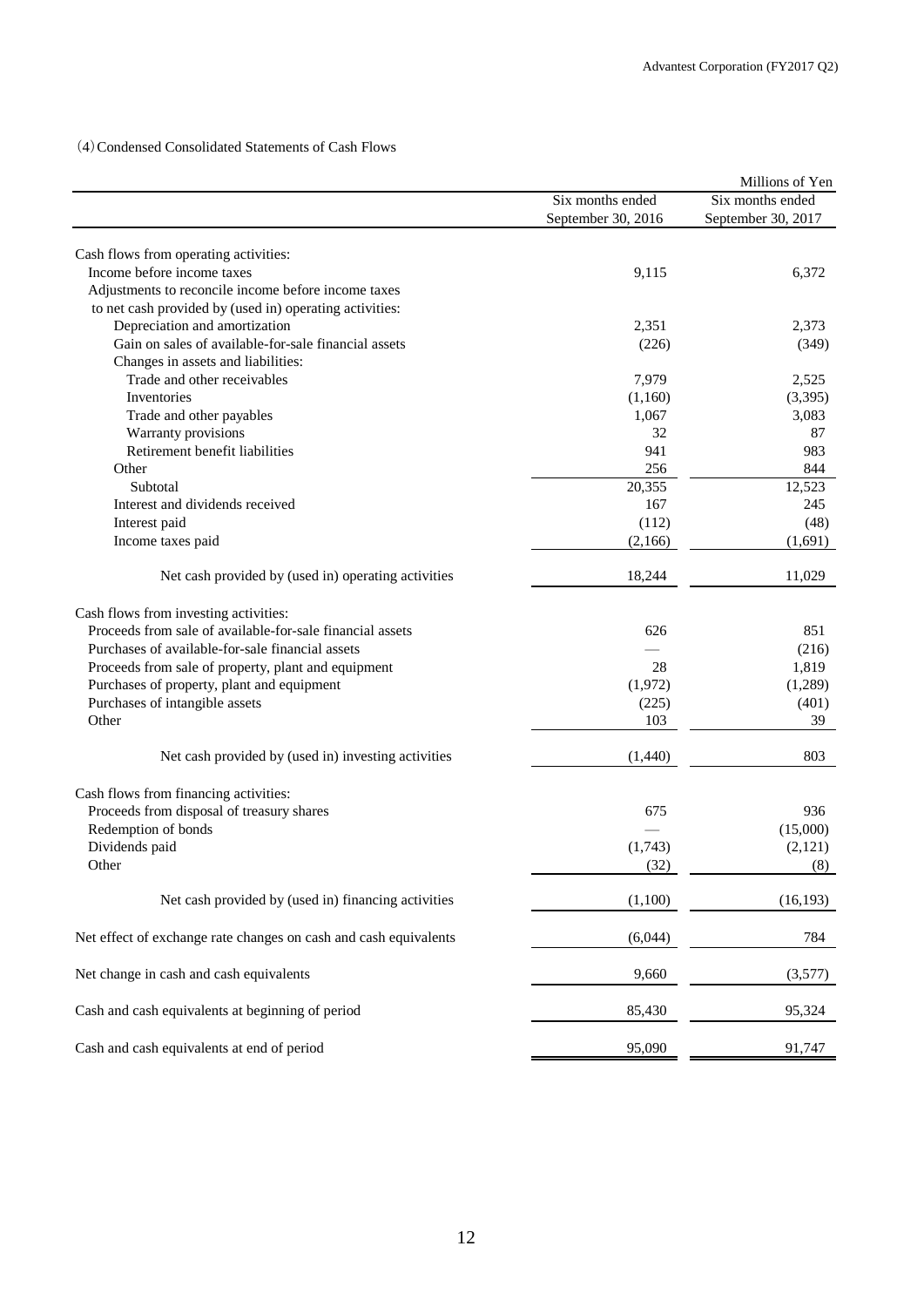(4) Condensed Consolidated Statements of Cash Flows

Millions of Yen

| | Six months ended September 30, 2016 | Six months ended September 30, 2017 |
|---|---|---|
| Cash flows from operating activities: | | |
| Income before income taxes | 9,115 | 6,372 |
| Adjustments to reconcile income before income taxes to net cash provided by (used in) operating activities: | | |
| Depreciation and amortization | 2,351 | 2,373 |
| Gain on sales of available-for-sale financial assets | (226) | (349) |
| Changes in assets and liabilities: | | |
| Trade and other receivables | 7,979 | 2,525 |
| Inventories | (1,160) | (3,395) |
| Trade and other payables | 1,067 | 3,083 |
| Warranty provisions | 32 | 87 |
| Retirement benefit liabilities | 941 | 983 |
| Other | 256 | 844 |
| Subtotal | 20,355 | 12,523 |
| Interest and dividends received | 167 | 245 |
| Interest paid | (112) | (48) |
| Income taxes paid | (2,166) | (1,691) |
| Net cash provided by (used in) operating activities | 18,244 | 11,029 |
| Cash flows from investing activities: | | |
| Proceeds from sale of available-for-sale financial assets | 626 | 851 |
| Purchases of available-for-sale financial assets | — | (216) |
| Proceeds from sale of property, plant and equipment | 28 | 1,819 |
| Purchases of property, plant and equipment | (1,972) | (1,289) |
| Purchases of intangible assets | (225) | (401) |
| Other | 103 | 39 |
| Net cash provided by (used in) investing activities | (1,440) | 803 |
| Cash flows from financing activities: | | |
| Proceeds from disposal of treasury shares | 675 | 936 |
| Redemption of bonds | — | (15,000) |
| Dividends paid | (1,743) | (2,121) |
| Other | (32) | (8) |
| Net cash provided by (used in) financing activities | (1,100) | (16,193) |
| Net effect of exchange rate changes on cash and cash equivalents | (6,044) | 784 |
| Net change in cash and cash equivalents | 9,660 | (3,577) |
| Cash and cash equivalents at beginning of period | 85,430 | 95,324 |
| Cash and cash equivalents at end of period | 95,090 | 91,747 |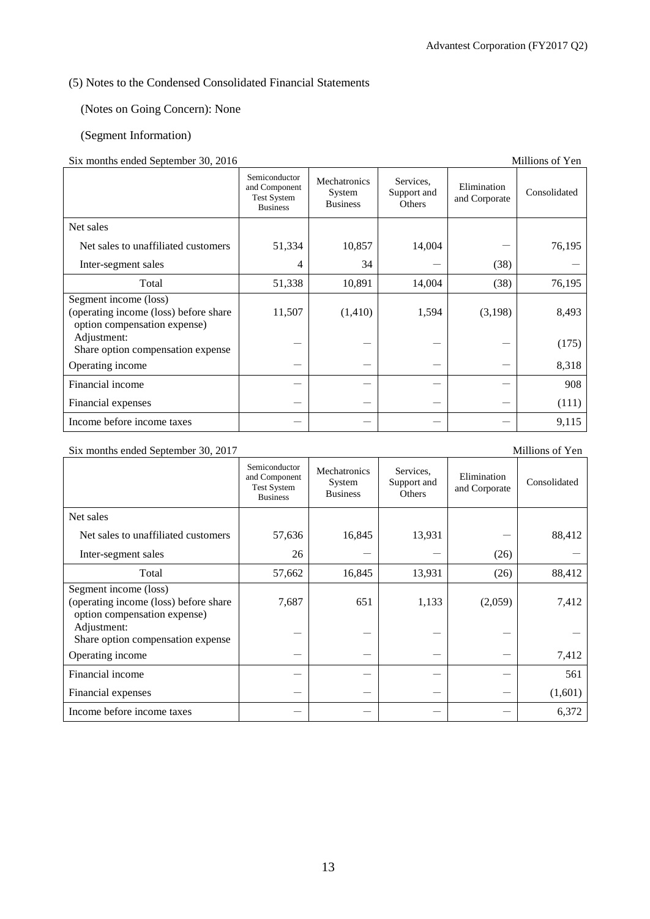## (5) Notes to the Condensed Consolidated Financial Statements

(Notes on Going Concern): None

(Segment Information)

Six months ended September 30, 2016 — Millions of Yen

| | Semiconductor and Component Test System Business | Mechatronics System Business | Services, Support and Others | Elimination and Corporate | Consolidated |
|---|---|---|---|---|---|
| Net sales | | | | | |
| Net sales to unaffiliated customers | 51,334 | 10,857 | 14,004 | — | 76,195 |
| Inter-segment sales | 4 | 34 | — | (38) | — |
| Total | 51,338 | 10,891 | 14,004 | (38) | 76,195 |
| Segment income (loss) (operating income (loss) before share option compensation expense) | 11,507 | (1,410) | 1,594 | (3,198) | 8,493 |
| Adjustment: Share option compensation expense | — | — | — | — | (175) |
| Operating income | — | — | — | — | 8,318 |
| Financial income | — | — | — | — | 908 |
| Financial expenses | — | — | — | — | (111) |
| Income before income taxes | — | — | — | — | 9,115 |

Six months ended September 30, 2017 — Millions of Yen

| | Semiconductor and Component Test System Business | Mechatronics System Business | Services, Support and Others | Elimination and Corporate | Consolidated |
|---|---|---|---|---|---|
| Net sales | | | | | |
| Net sales to unaffiliated customers | 57,636 | 16,845 | 13,931 | — | 88,412 |
| Inter-segment sales | 26 | — | — | (26) | — |
| Total | 57,662 | 16,845 | 13,931 | (26) | 88,412 |
| Segment income (loss) (operating income (loss) before share option compensation expense) | 7,687 | 651 | 1,133 | (2,059) | 7,412 |
| Adjustment: Share option compensation expense | — | — | — | — | — |
| Operating income | — | — | — | — | 7,412 |
| Financial income | — | — | — | — | 561 |
| Financial expenses | — | — | — | — | (1,601) |
| Income before income taxes | — | — | — | — | 6,372 |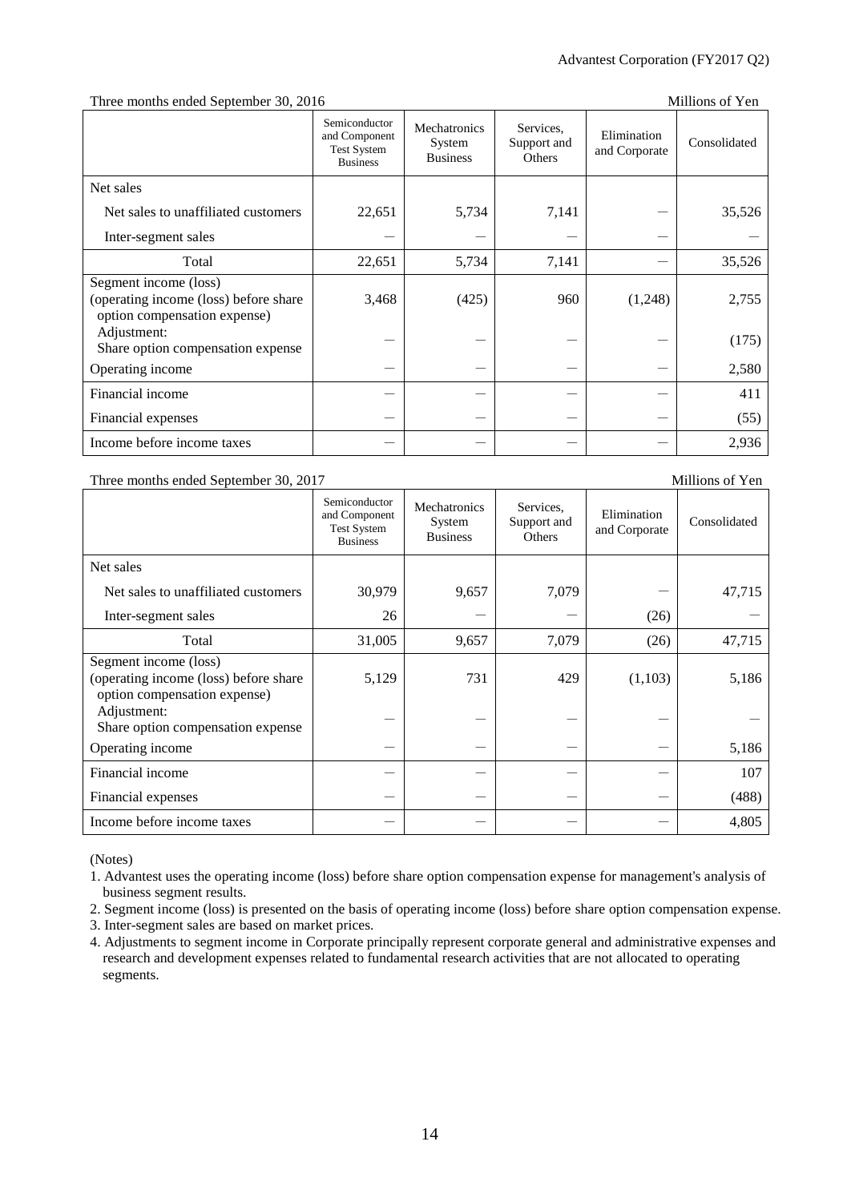Three months ended September 30, 2016 Millions of Yen

| | Semiconductor and Component Test System Business | Mechatronics System Business | Services, Support and Others | Elimination and Corporate | Consolidated |
|---|---|---|---|---|---|
| Net sales | | | | | |
| Net sales to unaffiliated customers | 22,651 | 5,734 | 7,141 | — | 35,526 |
| Inter-segment sales | — | — | — | — | — |
| Total | 22,651 | 5,734 | 7,141 | — | 35,526 |
| Segment income (loss) (operating income (loss) before share option compensation expense) | 3,468 | (425) | 960 | (1,248) | 2,755 |
| Adjustment: Share option compensation expense | — | — | — | — | (175) |
| Operating income | — | — | — | — | 2,580 |
| Financial income | — | — | — | — | 411 |
| Financial expenses | — | — | — | — | (55) |
| Income before income taxes | — | — | — | — | 2,936 |

Three months ended September 30, 2017 Millions of Yen

| | Semiconductor and Component Test System Business | Mechatronics System Business | Services, Support and Others | Elimination and Corporate | Consolidated |
|---|---|---|---|---|---|
| Net sales | | | | | |
| Net sales to unaffiliated customers | 30,979 | 9,657 | 7,079 | — | 47,715 |
| Inter-segment sales | 26 | — | — | (26) | — |
| Total | 31,005 | 9,657 | 7,079 | (26) | 47,715 |
| Segment income (loss) (operating income (loss) before share option compensation expense) | 5,129 | 731 | 429 | (1,103) | 5,186 |
| Adjustment: Share option compensation expense | — | — | — | — | — |
| Operating income | — | — | — | — | 5,186 |
| Financial income | — | — | — | — | 107 |
| Financial expenses | — | — | — | — | (488) |
| Income before income taxes | — | — | — | — | 4,805 |

(Notes)

1. Advantest uses the operating income (loss) before share option compensation expense for management's analysis of business segment results.
2. Segment income (loss) is presented on the basis of operating income (loss) before share option compensation expense.
3. Inter-segment sales are based on market prices.
4. Adjustments to segment income in Corporate principally represent corporate general and administrative expenses and research and development expenses related to fundamental research activities that are not allocated to operating segments.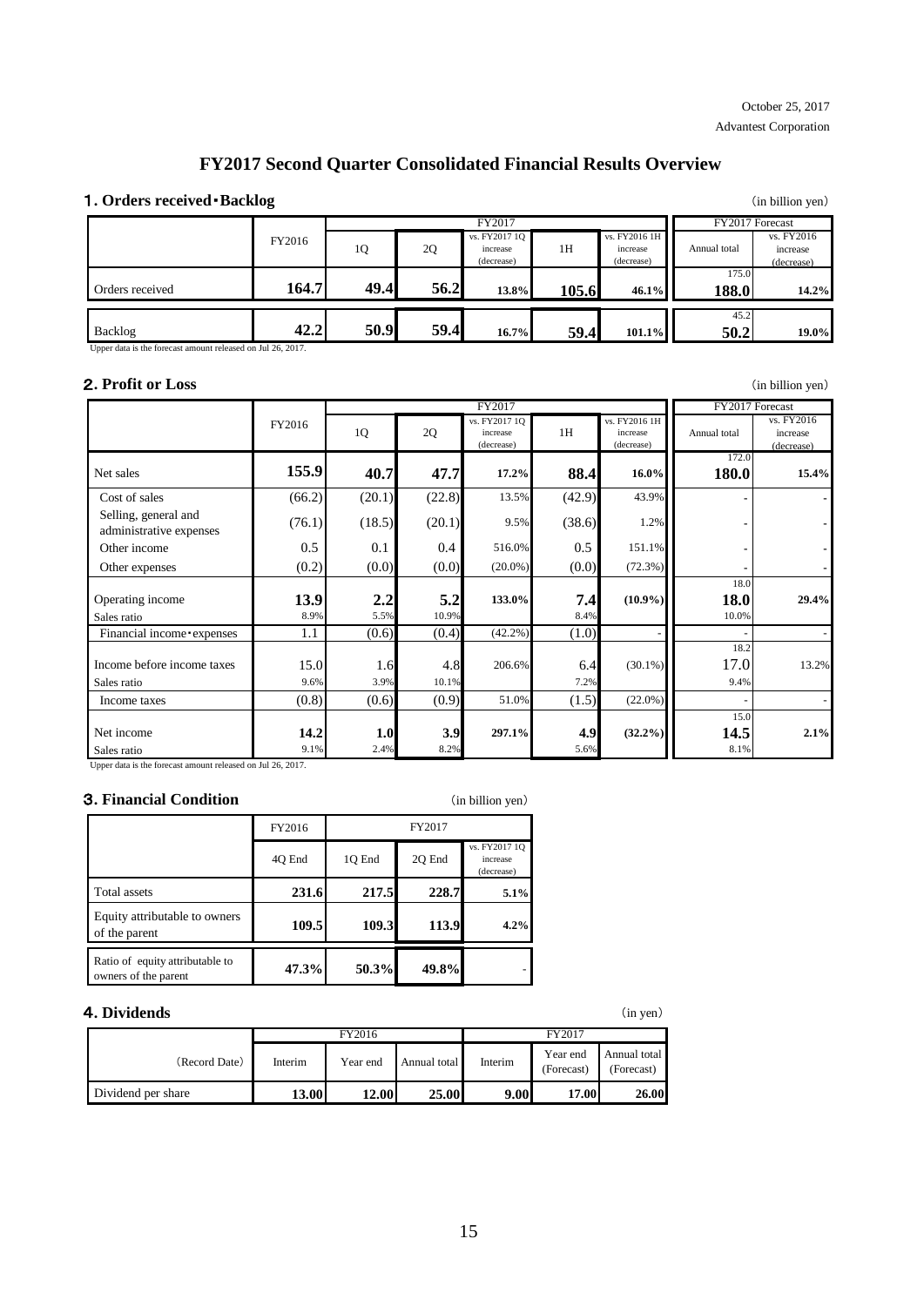October 25, 2017
Advantest Corporation

# FY2017 Second Quarter Consolidated Financial Results Overview

## 1. Orders received・Backlog

(in billion yen)

| | FY2016 | FY2017 | | | | | FY2017 Forecast | |
|---|---|---|---|---|---|---|---|---|
| | | 1Q | 2Q | vs. FY2017 1Q increase (decrease) | 1H | vs. FY2016 1H increase (decrease) | Annual total | vs. FY2016 increase (decrease) |
| Orders received | **164.7** | **49.4** | **56.2** | **13.8%** | **105.6** | **46.1%** | 175.0<br>**188.0** | **14.2%** |
| Backlog | **42.2** | **50.9** | **59.4** | **16.7%** | **59.4** | **101.1%** | 45.2<br>**50.2** | **19.0%** |

Upper data is the forecast amount released on Jul 26, 2017.

## 2. Profit or Loss

(in billion yen)

| | FY2016 | FY2017 | | | | | FY2017 Forecast | |
|---|---|---|---|---|---|---|---|---|
| | | 1Q | 2Q | vs. FY2017 1Q increase (decrease) | 1H | vs. FY2016 1H increase (decrease) | Annual total | vs. FY2016 increase (decrease) |
| Net sales | **155.9** | **40.7** | **47.7** | **17.2%** | **88.4** | **16.0%** | 172.0<br>**180.0** | **15.4%** |
| Cost of sales | (66.2) | (20.1) | (22.8) | 13.5% | (42.9) | 43.9% | - | - |
| Selling, general and administrative expenses | (76.1) | (18.5) | (20.1) | 9.5% | (38.6) | 1.2% | - | - |
| Other income | 0.5 | 0.1 | 0.4 | 516.0% | 0.5 | 151.1% | - | - |
| Other expenses | (0.2) | (0.0) | (0.0) | (20.0%) | (0.0) | (72.3%) | - | - |
| Operating income | **13.9** | **2.2** | **5.2** | **133.0%** | **7.4** | **(10.9%)** | 18.0<br>**18.0** | **29.4%** |
| Sales ratio | 8.9% | 5.5% | 10.9% | | 8.4% | | 10.0% | |
| Financial income・expenses | 1.1 | (0.6) | (0.4) | (42.2%) | (1.0) | - | - | - |
| Income before income taxes | 15.0 | 1.6 | 4.8 | 206.6% | 6.4 | (30.1%) | 18.2<br>17.0 | 13.2% |
| Sales ratio | 9.6% | 3.9% | 10.1% | | 7.2% | | 9.4% | |
| Income taxes | (0.8) | (0.6) | (0.9) | 51.0% | (1.5) | (22.0%) | - | - |
| Net income | **14.2** | **1.0** | **3.9** | **297.1%** | **4.9** | **(32.2%)** | 15.0<br>**14.5** | **2.1%** |
| Sales ratio | 9.1% | 2.4% | 8.2% | | 5.6% | | 8.1% | |

Upper data is the forecast amount released on Jul 26, 2017.

## 3. Financial Condition

(in billion yen)

| | FY2016 | FY2017 | | |
|---|---|---|---|---|
| | 4Q End | 1Q End | 2Q End | vs. FY2017 1Q increase (decrease) |
| Total assets | **231.6** | **217.5** | **228.7** | **5.1%** |
| Equity attributable to owners of the parent | **109.5** | **109.3** | **113.9** | **4.2%** |
| Ratio of equity attributable to owners of the parent | **47.3%** | **50.3%** | **49.8%** | - |

## 4. Dividends

(in yen)

| | FY2016 | | | FY2017 | | |
|---|---|---|---|---|---|---|
| (Record Date) | Interim | Year end | Annual total | Interim | Year end (Forecast) | Annual total (Forecast) |
| Dividend per share | **13.00** | **12.00** | **25.00** | **9.00** | **17.00** | **26.00** |